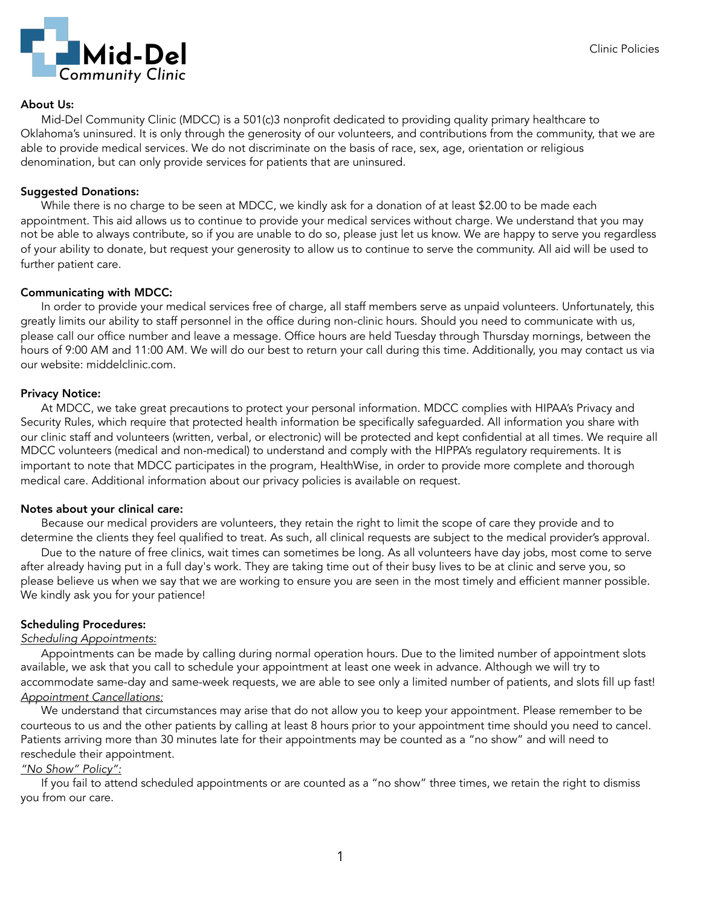Mid-Del Community Clinic

Clinic Policies

**About Us:**

Mid-Del Community Clinic (MDCC) is a 501(c)3 nonprofit dedicated to providing quality primary healthcare to Oklahoma's uninsured. It is only through the generosity of our volunteers, and contributions from the community, that we are able to provide medical services. We do not discriminate on the basis of race, sex, age, orientation or religious denomination, but can only provide services for patients that are uninsured.

**Suggested Donations:**

While there is no charge to be seen at MDCC, we kindly ask for a donation of at least $2.00 to be made each appointment. This aid allows us to continue to provide your medical services without charge. We understand that you may not be able to always contribute, so if you are unable to do so, please just let us know. We are happy to serve you regardless of your ability to donate, but request your generosity to allow us to continue to serve the community. All aid will be used to further patient care.

**Communicating with MDCC:**

In order to provide your medical services free of charge, all staff members serve as unpaid volunteers. Unfortunately, this greatly limits our ability to staff personnel in the office during non-clinic hours. Should you need to communicate with us, please call our office number and leave a message. Office hours are held Tuesday through Thursday mornings, between the hours of 9:00 AM and 11:00 AM. We will do our best to return your call during this time. Additionally, you may contact us via our website: middelclinic.com.

**Privacy Notice:**

At MDCC, we take great precautions to protect your personal information. MDCC complies with HIPAA's Privacy and Security Rules, which require that protected health information be specifically safeguarded. All information you share with our clinic staff and volunteers (written, verbal, or electronic) will be protected and kept confidential at all times. We require all MDCC volunteers (medical and non-medical) to understand and comply with the HIPPA's regulatory requirements. It is important to note that MDCC participates in the program, HealthWise, in order to provide more complete and thorough medical care. Additional information about our privacy policies is available on request.

**Notes about your clinical care:**

Because our medical providers are volunteers, they retain the right to limit the scope of care they provide and to determine the clients they feel qualified to treat. As such, all clinical requests are subject to the medical provider's approval.

Due to the nature of free clinics, wait times can sometimes be long. As all volunteers have day jobs, most come to serve after already having put in a full day's work. They are taking time out of their busy lives to be at clinic and serve you, so please believe us when we say that we are working to ensure you are seen in the most timely and efficient manner possible. We kindly ask you for your patience!

**Scheduling Procedures:**

*Scheduling Appointments:*

Appointments can be made by calling during normal operation hours. Due to the limited number of appointment slots available, we ask that you call to schedule your appointment at least one week in advance. Although we will try to accommodate same-day and same-week requests, we are able to see only a limited number of patients, and slots fill up fast!

*Appointment Cancellations:*

We understand that circumstances may arise that do not allow you to keep your appointment. Please remember to be courteous to us and the other patients by calling at least 8 hours prior to your appointment time should you need to cancel. Patients arriving more than 30 minutes late for their appointments may be counted as a "no show" and will need to reschedule their appointment.

*"No Show" Policy":*

If you fail to attend scheduled appointments or are counted as a "no show" three times, we retain the right to dismiss you from our care.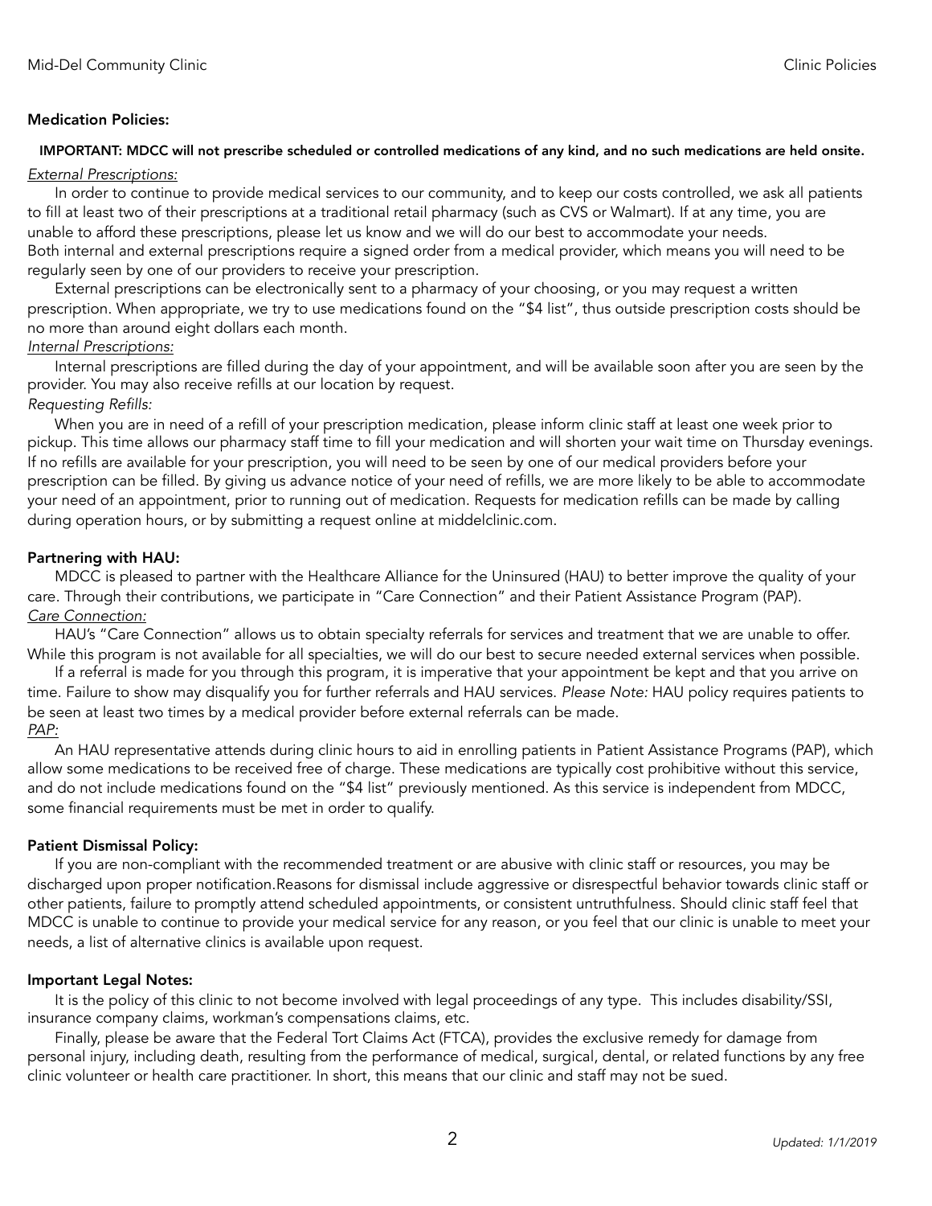## Medication Policies:

**IMPORTANT: MDCC will not prescribe scheduled or controlled medications of any kind, and no such medications are held onsite.**

*External Prescriptions:*

In order to continue to provide medical services to our community, and to keep our costs controlled, we ask all patients to fill at least two of their prescriptions at a traditional retail pharmacy (such as CVS or Walmart). If at any time, you are unable to afford these prescriptions, please let us know and we will do our best to accommodate your needs. Both internal and external prescriptions require a signed order from a medical provider, which means you will need to be regularly seen by one of our providers to receive your prescription.

External prescriptions can be electronically sent to a pharmacy of your choosing, or you may request a written prescription. When appropriate, we try to use medications found on the "$4 list", thus outside prescription costs should be no more than around eight dollars each month.

*Internal Prescriptions:*

Internal prescriptions are filled during the day of your appointment, and will be available soon after you are seen by the provider. You may also receive refills at our location by request.

*Requesting Refills:*

When you are in need of a refill of your prescription medication, please inform clinic staff at least one week prior to pickup. This time allows our pharmacy staff time to fill your medication and will shorten your wait time on Thursday evenings. If no refills are available for your prescription, you will need to be seen by one of our medical providers before your prescription can be filled. By giving us advance notice of your need of refills, we are more likely to be able to accommodate your need of an appointment, prior to running out of medication. Requests for medication refills can be made by calling during operation hours, or by submitting a request online at middelclinic.com.

## Partnering with HAU:

MDCC is pleased to partner with the Healthcare Alliance for the Uninsured (HAU) to better improve the quality of your care. Through their contributions, we participate in "Care Connection" and their Patient Assistance Program (PAP).

*Care Connection:*

HAU's "Care Connection" allows us to obtain specialty referrals for services and treatment that we are unable to offer. While this program is not available for all specialties, we will do our best to secure needed external services when possible.

If a referral is made for you through this program, it is imperative that your appointment be kept and that you arrive on time. Failure to show may disqualify you for further referrals and HAU services. *Please Note:* HAU policy requires patients to be seen at least two times by a medical provider before external referrals can be made.

*PAP:*

An HAU representative attends during clinic hours to aid in enrolling patients in Patient Assistance Programs (PAP), which allow some medications to be received free of charge. These medications are typically cost prohibitive without this service, and do not include medications found on the "$4 list" previously mentioned. As this service is independent from MDCC, some financial requirements must be met in order to qualify.

## Patient Dismissal Policy:

If you are non-compliant with the recommended treatment or are abusive with clinic staff or resources, you may be discharged upon proper notification.Reasons for dismissal include aggressive or disrespectful behavior towards clinic staff or other patients, failure to promptly attend scheduled appointments, or consistent untruthfulness. Should clinic staff feel that MDCC is unable to continue to provide your medical service for any reason, or you feel that our clinic is unable to meet your needs, a list of alternative clinics is available upon request.

## Important Legal Notes:

It is the policy of this clinic to not become involved with legal proceedings of any type. This includes disability/SSI, insurance company claims, workman's compensations claims, etc.

Finally, please be aware that the Federal Tort Claims Act (FTCA), provides the exclusive remedy for damage from personal injury, including death, resulting from the performance of medical, surgical, dental, or related functions by any free clinic volunteer or health care practitioner. In short, this means that our clinic and staff may not be sued.

*Updated: 1/1/2019*